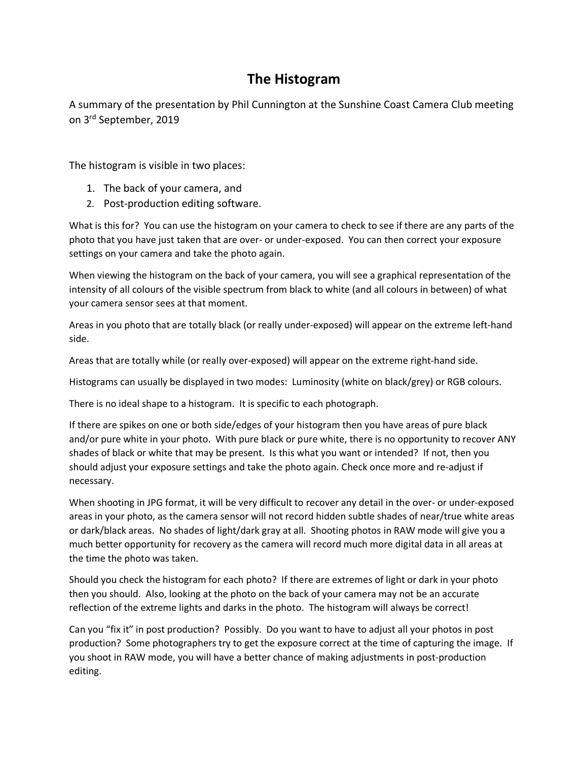# The Histogram

A summary of the presentation by Phil Cunnington at the Sunshine Coast Camera Club meeting on 3rd September, 2019

The histogram is visible in two places:

1. The back of your camera, and
2. Post-production editing software.

What is this for? You can use the histogram on your camera to check to see if there are any parts of the photo that you have just taken that are over- or under-exposed. You can then correct your exposure settings on your camera and take the photo again.

When viewing the histogram on the back of your camera, you will see a graphical representation of the intensity of all colours of the visible spectrum from black to white (and all colours in between) of what your camera sensor sees at that moment.

Areas in you photo that are totally black (or really under-exposed) will appear on the extreme left-hand side.

Areas that are totally while (or really over-exposed) will appear on the extreme right-hand side.

Histograms can usually be displayed in two modes: Luminosity (white on black/grey) or RGB colours.

There is no ideal shape to a histogram. It is specific to each photograph.

If there are spikes on one or both side/edges of your histogram then you have areas of pure black and/or pure white in your photo. With pure black or pure white, there is no opportunity to recover ANY shades of black or white that may be present. Is this what you want or intended? If not, then you should adjust your exposure settings and take the photo again. Check once more and re-adjust if necessary.

When shooting in JPG format, it will be very difficult to recover any detail in the over- or under-exposed areas in your photo, as the camera sensor will not record hidden subtle shades of near/true white areas or dark/black areas. No shades of light/dark gray at all. Shooting photos in RAW mode will give you a much better opportunity for recovery as the camera will record much more digital data in all areas at the time the photo was taken.

Should you check the histogram for each photo? If there are extremes of light or dark in your photo then you should. Also, looking at the photo on the back of your camera may not be an accurate reflection of the extreme lights and darks in the photo. The histogram will always be correct!

Can you "fix it" in post production? Possibly. Do you want to have to adjust all your photos in post production? Some photographers try to get the exposure correct at the time of capturing the image. If you shoot in RAW mode, you will have a better chance of making adjustments in post-production editing.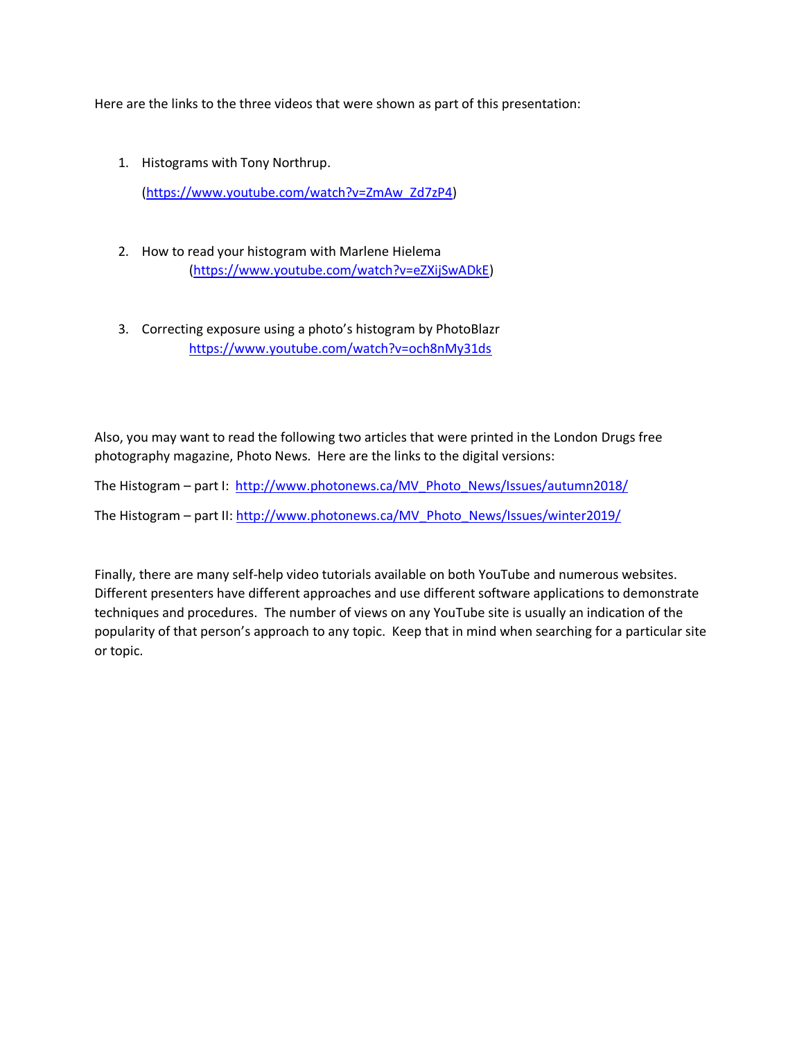Here are the links to the three videos that were shown as part of this presentation:

1. Histograms with Tony Northrup.

   (https://www.youtube.com/watch?v=ZmAw_Zd7zP4)

2. How to read your histogram with Marlene Hielema
   (https://www.youtube.com/watch?v=eZXijSwADkE)

3. Correcting exposure using a photo's histogram by PhotoBlazr
   https://www.youtube.com/watch?v=och8nMy31ds

Also, you may want to read the following two articles that were printed in the London Drugs free photography magazine, Photo News. Here are the links to the digital versions:

The Histogram – part I: http://www.photonews.ca/MV_Photo_News/Issues/autumn2018/

The Histogram – part II: http://www.photonews.ca/MV_Photo_News/Issues/winter2019/

Finally, there are many self-help video tutorials available on both YouTube and numerous websites. Different presenters have different approaches and use different software applications to demonstrate techniques and procedures. The number of views on any YouTube site is usually an indication of the popularity of that person's approach to any topic. Keep that in mind when searching for a particular site or topic.